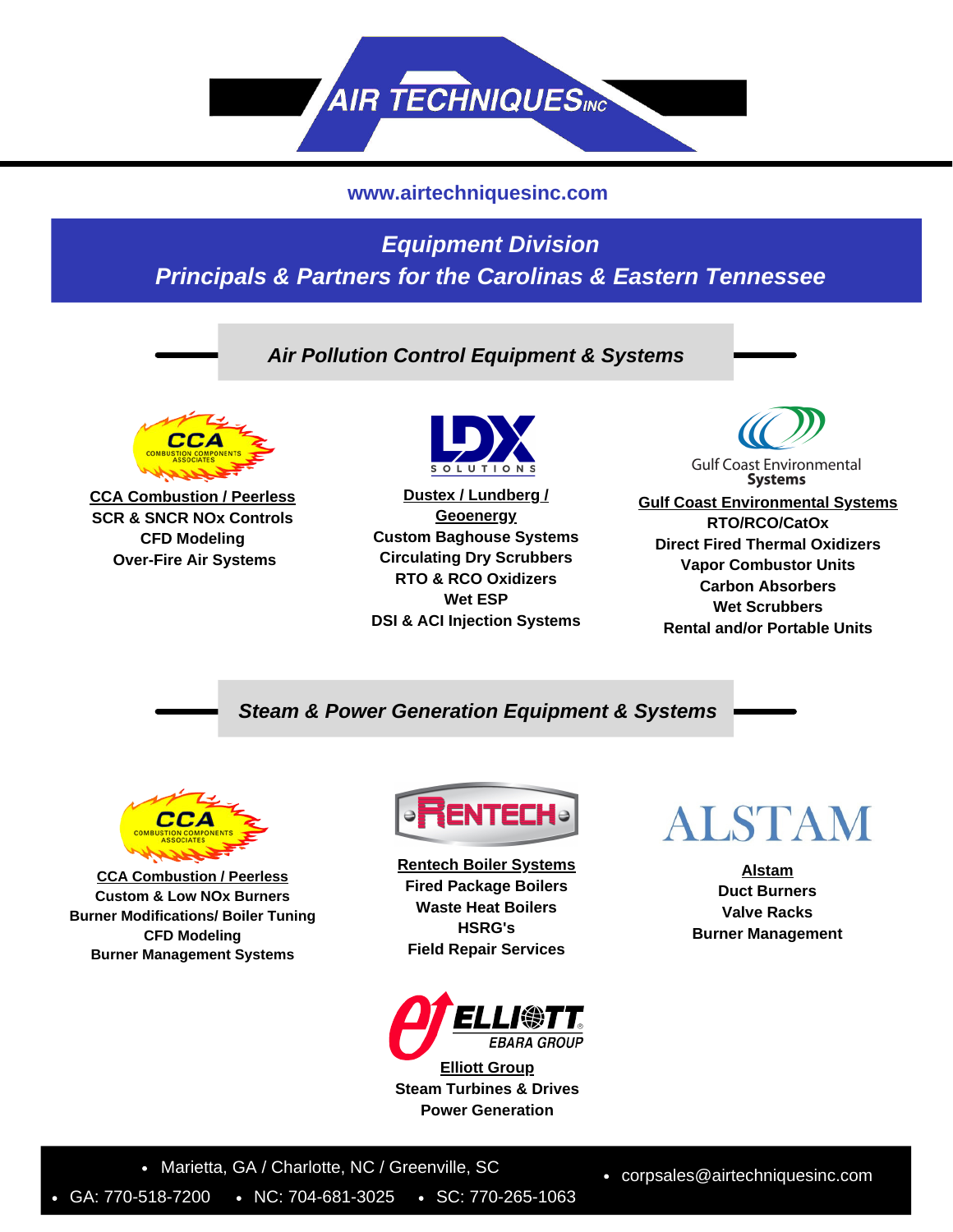# AIR TECHNIQUES INC

www.airtechniquesinc.com

## *Equipment Division*
## *Principals & Partners for the Carolinas & Eastern Tennessee*

### *Air Pollution Control Equipment & Systems*

**CCA Combustion / Peerless**
- SCR & SNCR NOx Controls
- CFD Modeling
- Over-Fire Air Systems

**Dustex / Lundberg / Geoenergy**
- Custom Baghouse Systems
- Circulating Dry Scrubbers
- RTO & RCO Oxidizers
- Wet ESP
- DSI & ACI Injection Systems

**Gulf Coast Environmental Systems**
- RTO/RCO/CatOx
- Direct Fired Thermal Oxidizers
- Vapor Combustor Units
- Carbon Absorbers
- Wet Scrubbers
- Rental and/or Portable Units

### *Steam & Power Generation Equipment & Systems*

**CCA Combustion / Peerless**
- Custom & Low NOx Burners
- Burner Modifications/ Boiler Tuning
- CFD Modeling
- Burner Management Systems

**Rentech Boiler Systems**
- Fired Package Boilers
- Waste Heat Boilers
- HSRG's
- Field Repair Services

**Alstam**
- Duct Burners
- Valve Racks
- Burner Management

**Elliott Group**
- Steam Turbines & Drives
- Power Generation

---

- Marietta, GA / Charlotte, NC / Greenville, SC
- GA: 770-518-7200
- NC: 704-681-3025
- SC: 770-265-1063
- corpsales@airtechniquesinc.com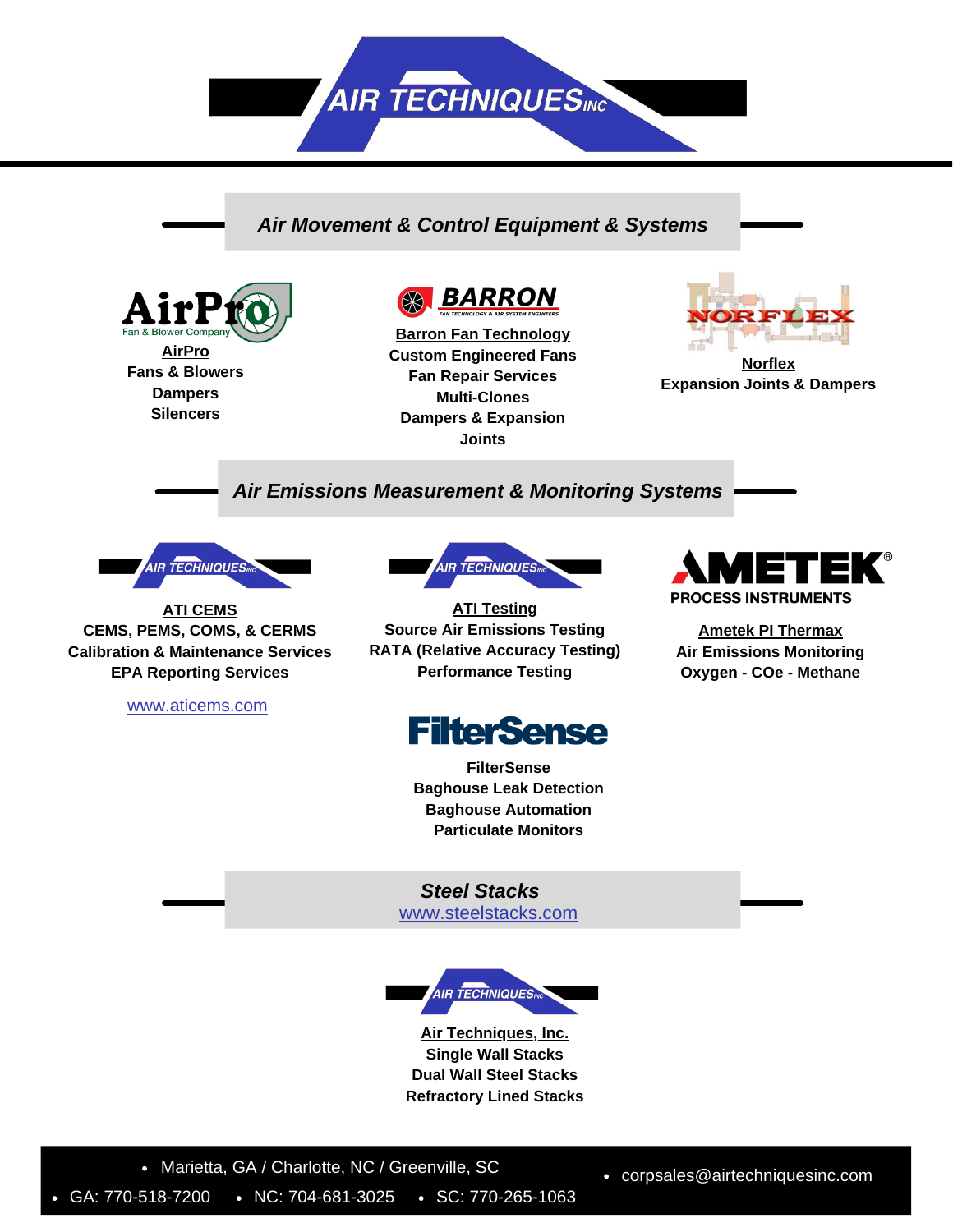# AIR TECHNIQUES INC

## *Air Movement & Control Equipment & Systems*

**AirPro**
Fan & Blower Company

**AirPro**
**Fans & Blowers**
**Dampers**
**Silencers**

**BARRON**
FAN TECHNOLOGY & AIR SYSTEM ENGINEERS

**Barron Fan Technology**
**Custom Engineered Fans**
**Fan Repair Services**
**Multi-Clones**
**Dampers & Expansion Joints**

**NORFLEX**

**Norflex**
**Expansion Joints & Dampers**

## *Air Emissions Measurement & Monitoring Systems*

**ATI CEMS**
**CEMS, PEMS, COMS, & CERMS**
**Calibration & Maintenance Services**
**EPA Reporting Services**

www.aticems.com

**ATI Testing**
**Source Air Emissions Testing**
**RATA (Relative Accuracy Testing)**
**Performance Testing**

**AMETEK® PROCESS INSTRUMENTS**

**Ametek PI Thermax**
**Air Emissions Monitoring**
**Oxygen - COe - Methane**

**FilterSense**

**FilterSense**
**Baghouse Leak Detection**
**Baghouse Automation**
**Particulate Monitors**

## *Steel Stacks*

www.steelstacks.com

**Air Techniques, Inc.**
**Single Wall Stacks**
**Dual Wall Steel Stacks**
**Refractory Lined Stacks**

- Marietta, GA / Charlotte, NC / Greenville, SC
- GA: 770-518-7200
- NC: 704-681-3025
- SC: 770-265-1063
- corpsales@airtechniquesinc.com